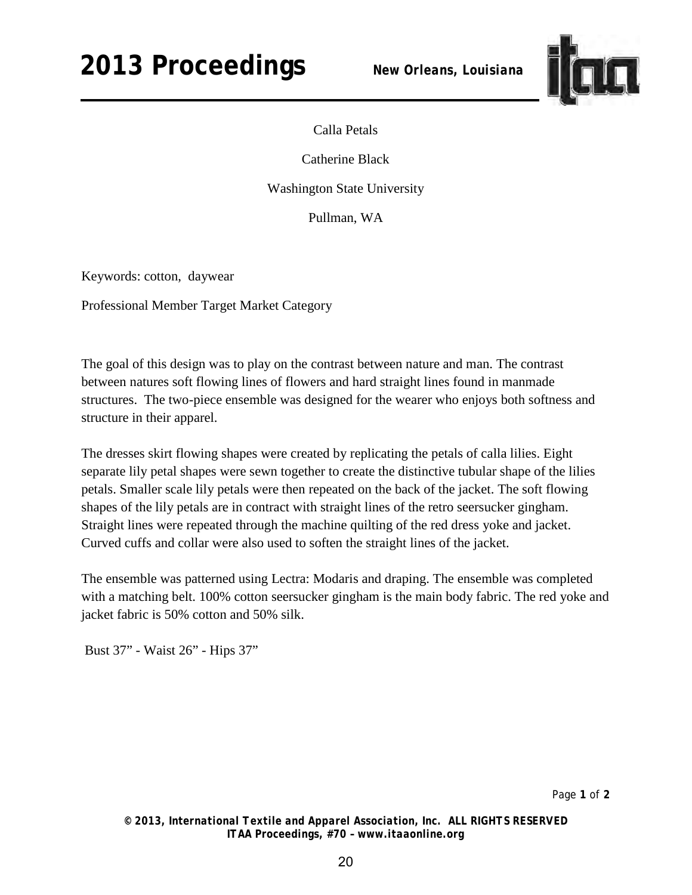# Calla Petals

Catherine Black

Washington State University

Pullman, WA

Keywords: cotton, daywear

Professional Member Target Market Category

The goal of this design was to play on the contrast between nature and man. The contrast between natures soft flowing lines of flowers and hard straight lines found in manmade structures. The two-piece ensemble was designed for the wearer who enjoys both softness and structure in their apparel.

The dresses skirt flowing shapes were created by replicating the petals of calla lilies. Eight separate lily petal shapes were sewn together to create the distinctive tubular shape of the lilies petals. Smaller scale lily petals were then repeated on the back of the jacket. The soft flowing shapes of the lily petals are in contract with straight lines of the retro seersucker gingham. Straight lines were repeated through the machine quilting of the red dress yoke and jacket. Curved cuffs and collar were also used to soften the straight lines of the jacket.

The ensemble was patterned using Lectra: Modaris and draping. The ensemble was completed with a matching belt. 100% cotton seersucker gingham is the main body fabric. The red yoke and jacket fabric is 50% cotton and 50% silk.

Bust 37” - Waist 26” - Hips 37”